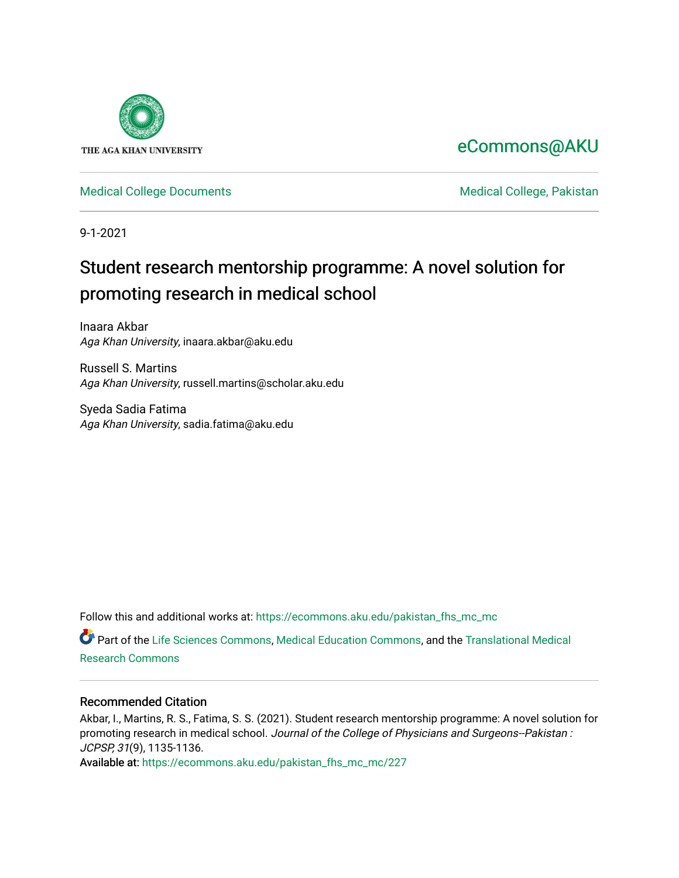THE AGA KHAN UNIVERSITY

eCommons@AKU

Medical College Documents

Medical College, Pakistan

9-1-2021

# Student research mentorship programme: A novel solution for promoting research in medical school

Inaara Akbar
*Aga Khan University*, inaara.akbar@aku.edu

Russell S. Martins
*Aga Khan University*, russell.martins@scholar.aku.edu

Syeda Sadia Fatima
*Aga Khan University*, sadia.fatima@aku.edu

Follow this and additional works at: https://ecommons.aku.edu/pakistan_fhs_mc_mc

Part of the Life Sciences Commons, Medical Education Commons, and the Translational Medical Research Commons

### Recommended Citation

Akbar, I., Martins, R. S., Fatima, S. S. (2021). Student research mentorship programme: A novel solution for promoting research in medical school. *Journal of the College of Physicians and Surgeons--Pakistan : JCPSP, 31*(9), 1135-1136.

Available at: https://ecommons.aku.edu/pakistan_fhs_mc_mc/227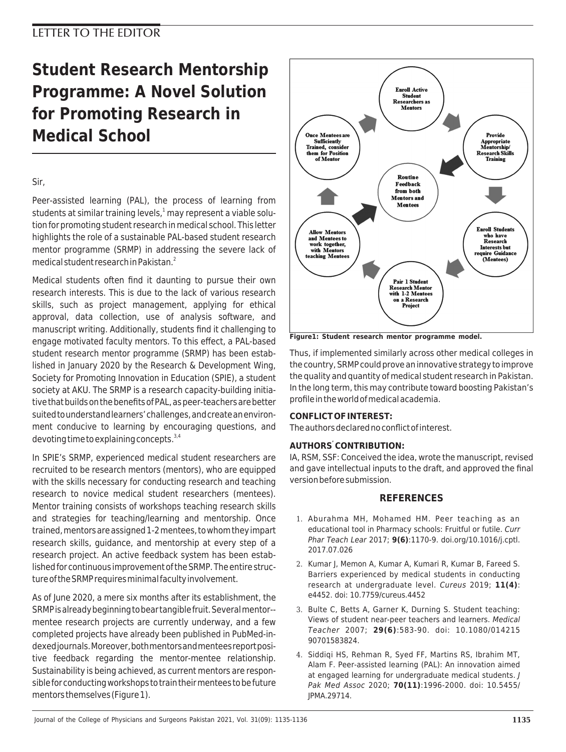LETTER TO THE EDITOR

# Student Research Mentorship Programme: A Novel Solution for Promoting Research in Medical School

Sir,

Peer-assisted learning (PAL), the process of learning from students at similar training levels,[1] may represent a viable solution for promoting student research in medical school. This letter highlights the role of a sustainable PAL-based student research mentor programme (SRMP) in addressing the severe lack of medical student research in Pakistan.[2]

Medical students often find it daunting to pursue their own research interests. This is due to the lack of various research skills, such as project management, applying for ethical approval, data collection, use of analysis software, and manuscript writing. Additionally, students find it challenging to engage motivated faculty mentors. To this effect, a PAL-based student research mentor programme (SRMP) has been established in January 2020 by the Research & Development Wing, Society for Promoting Innovation in Education (SPIE), a student society at AKU. The SRMP is a research capacity-building initiative that builds on the benefits of PAL, as peer-teachers are better suited to understand learners' challenges, and create an environment conducive to learning by encouraging questions, and devoting time to explaining concepts.[3,4]

In SPIE's SRMP, experienced medical student researchers are recruited to be research mentors (mentors), who are equipped with the skills necessary for conducting research and teaching research to novice medical student researchers (mentees). Mentor training consists of workshops teaching research skills and strategies for teaching/learning and mentorship. Once trained, mentors are assigned 1-2 mentees, to whom they impart research skills, guidance, and mentorship at every step of a research project. An active feedback system has been established for continuous improvement of the SRMP. The entire structure of the SRMP requires minimal faculty involvement.

As of June 2020, a mere six months after its establishment, the SRMP is already beginning to bear tangible fruit. Several mentor--mentee research projects are currently underway, and a few completed projects have already been published in PubMed-indexed journals. Moreover, both mentors and mentees report positive feedback regarding the mentor-mentee relationship. Sustainability is being achieved, as current mentors are responsible for conducting workshops to train their mentees to be future mentors themselves (Figure 1).

**Figure1: Student research mentor programme model.**

Thus, if implemented similarly across other medical colleges in the country, SRMP could prove an innovative strategy to improve the quality and quantity of medical student research in Pakistan. In the long term, this may contribute toward boosting Pakistan's profile in the world of medical academia.

**CONFLICT OF INTEREST:**

The authors declared no conflict of interest.

**AUTHORS' CONTRIBUTION:**

IA, RSM, SSF: Conceived the idea, wrote the manuscript, revised and gave intellectual inputs to the draft, and approved the final version before submission.

## REFERENCES

1. Aburahma MH, Mohamed HM. Peer teaching as an educational tool in Pharmacy schools: Fruitful or futile. *Curr Phar Teach Lear* 2017; **9(6)**:1170-9. doi.org/10.1016/j.cptl.2017.07.026
2. Kumar J, Memon A, Kumar A, Kumari R, Kumar B, Fareed S. Barriers experienced by medical students in conducting research at undergraduate level. *Cureus* 2019; **11(4)**: e4452. doi: 10.7759/cureus.4452
3. Bulte C, Betts A, Garner K, Durning S. Student teaching: Views of student near-peer teachers and learners. *Medical Teacher* 2007; **29(6)**:583-90. doi: 10.1080/01421590701583824.
4. Siddiqi HS, Rehman R, Syed FF, Martins RS, Ibrahim MT, Alam F. Peer-assisted learning (PAL): An innovation aimed at engaged learning for undergraduate medical students. *J Pak Med Assoc* 2020; **70(11)**:1996-2000. doi: 10.5455/JPMA.29714.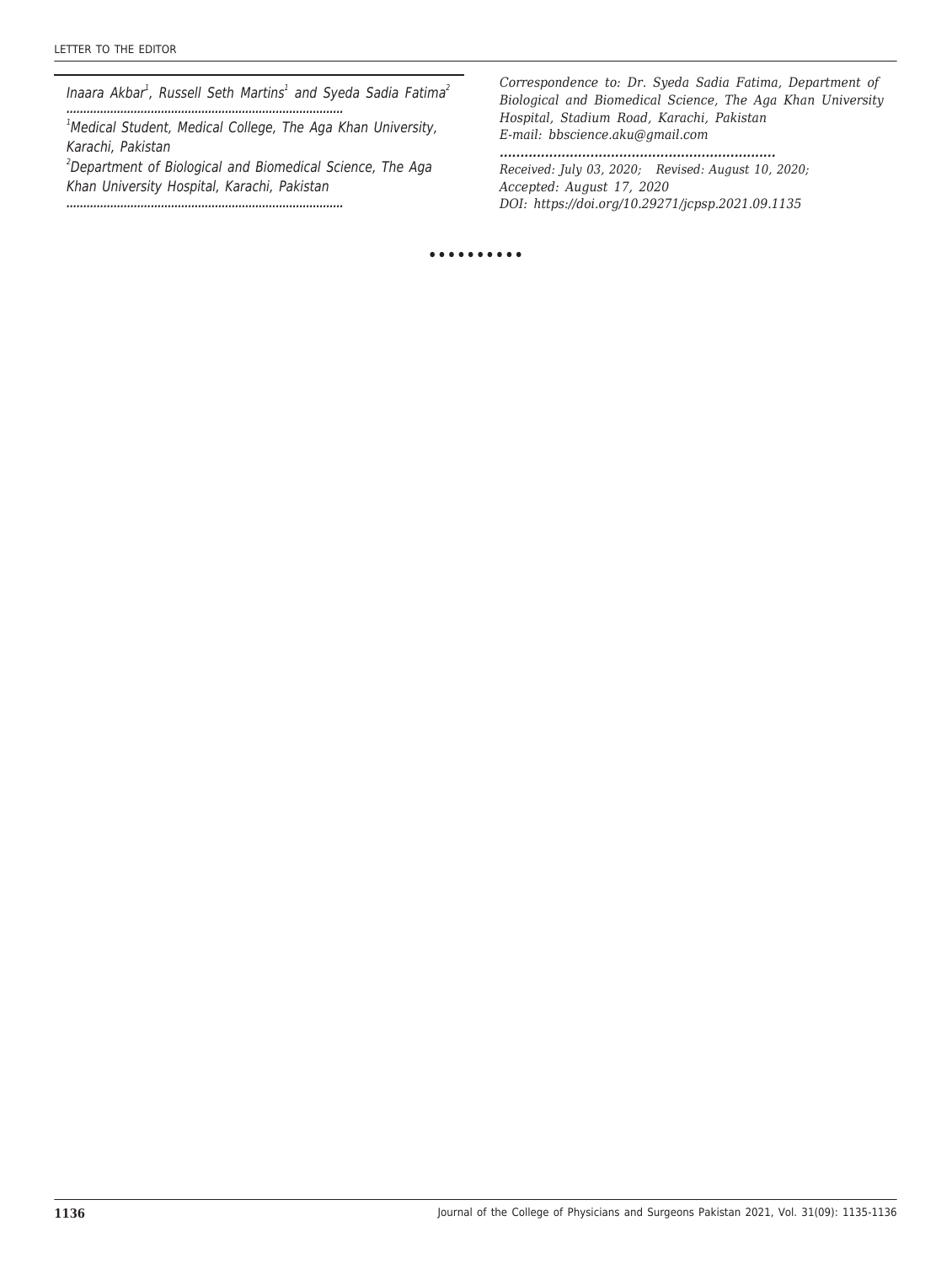*Inaara Akbar[1], Russell Seth Martins[1] and Syeda Sadia Fatima[2]*

*[1]Medical Student, Medical College, The Aga Khan University, Karachi, Pakistan*

*[2]Department of Biological and Biomedical Science, The Aga Khan University Hospital, Karachi, Pakistan*

*Correspondence to: Dr. Syeda Sadia Fatima, Department of Biological and Biomedical Science, The Aga Khan University Hospital, Stadium Road, Karachi, Pakistan*
*E-mail: bbscience.aku@gmail.com*

*Received: July 03, 2020; Revised: August 10, 2020;*
*Accepted: August 17, 2020*
*DOI: https://doi.org/10.29271/jcpsp.2021.09.1135*

• • • • • • • • • •